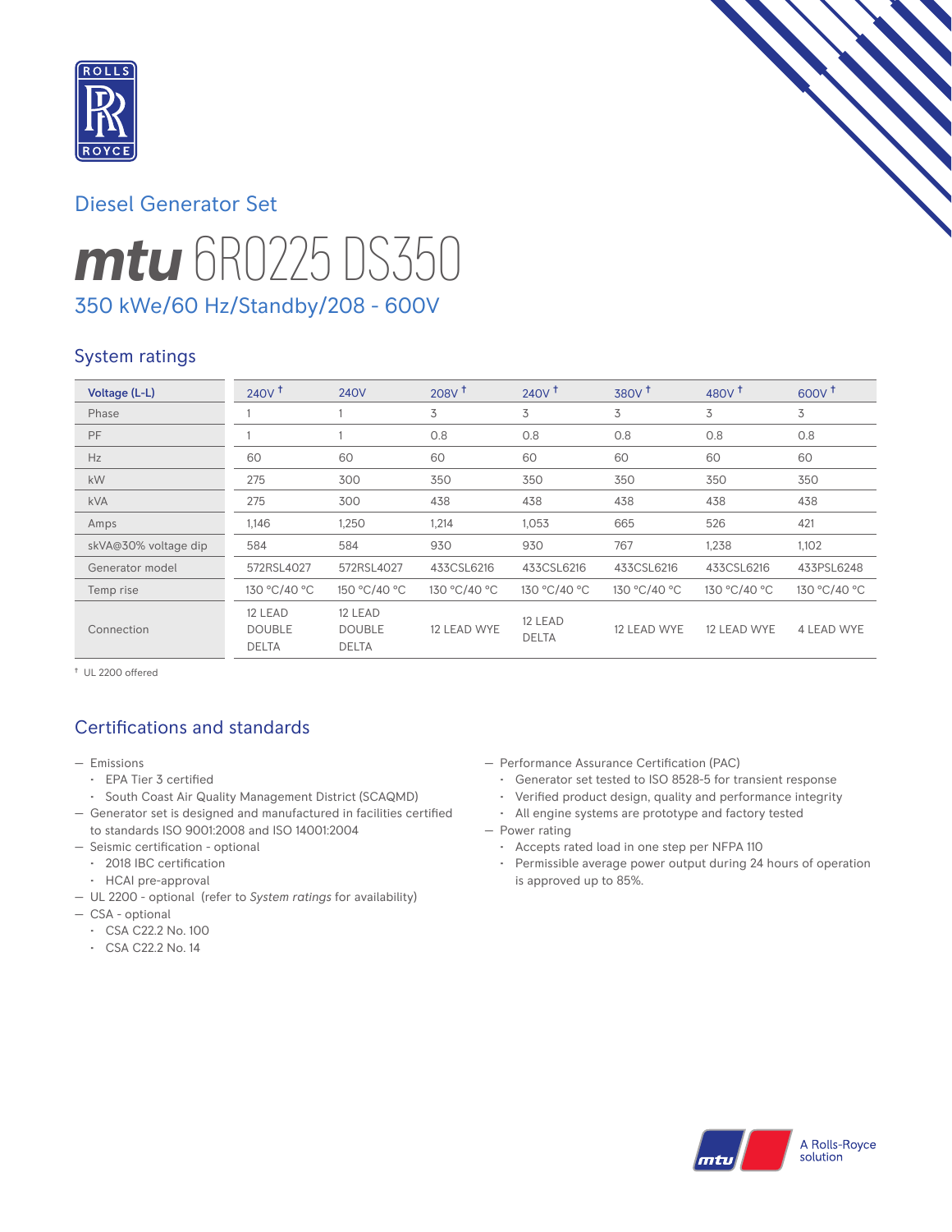Diesel Generator Set

# mtu 6R0225 DS350

350 kWe/60 Hz/Standby/208 - 600V

## System ratings

| Voltage (L-L) | 240V † | 240V | 208V † | 240V † | 380V † | 480V † | 600V † |
|---|---|---|---|---|---|---|---|
| Phase | 1 | 1 | 3 | 3 | 3 | 3 | 3 |
| PF | 1 | 1 | 0.8 | 0.8 | 0.8 | 0.8 | 0.8 |
| Hz | 60 | 60 | 60 | 60 | 60 | 60 | 60 |
| kW | 275 | 300 | 350 | 350 | 350 | 350 | 350 |
| kVA | 275 | 300 | 438 | 438 | 438 | 438 | 438 |
| Amps | 1,146 | 1,250 | 1,214 | 1,053 | 665 | 526 | 421 |
| skVA@30% voltage dip | 584 | 584 | 930 | 930 | 767 | 1,238 | 1,102 |
| Generator model | 572RSL4027 | 572RSL4027 | 433CSL6216 | 433CSL6216 | 433CSL6216 | 433CSL6216 | 433PSL6248 |
| Temp rise | 130 °C/40 °C | 150 °C/40 °C | 130 °C/40 °C | 130 °C/40 °C | 130 °C/40 °C | 130 °C/40 °C | 130 °C/40 °C |
| Connection | 12 LEAD DOUBLE DELTA | 12 LEAD DOUBLE DELTA | 12 LEAD WYE | 12 LEAD DELTA | 12 LEAD WYE | 12 LEAD WYE | 4 LEAD WYE |

† UL 2200 offered

## Certifications and standards

- Emissions
  - EPA Tier 3 certified
  - South Coast Air Quality Management District (SCAQMD)
- Generator set is designed and manufactured in facilities certified to standards ISO 9001:2008 and ISO 14001:2004
- Seismic certification - optional
  - 2018 IBC certification
  - HCAI pre-approval
- UL 2200 - optional (refer to *System ratings* for availability)
- CSA - optional
  - CSA C22.2 No. 100
  - CSA C22.2 No. 14
- Performance Assurance Certification (PAC)
  - Generator set tested to ISO 8528-5 for transient response
  - Verified product design, quality and performance integrity
  - All engine systems are prototype and factory tested
- Power rating
  - Accepts rated load in one step per NFPA 110
  - Permissible average power output during 24 hours of operation is approved up to 85%.

A Rolls-Royce solution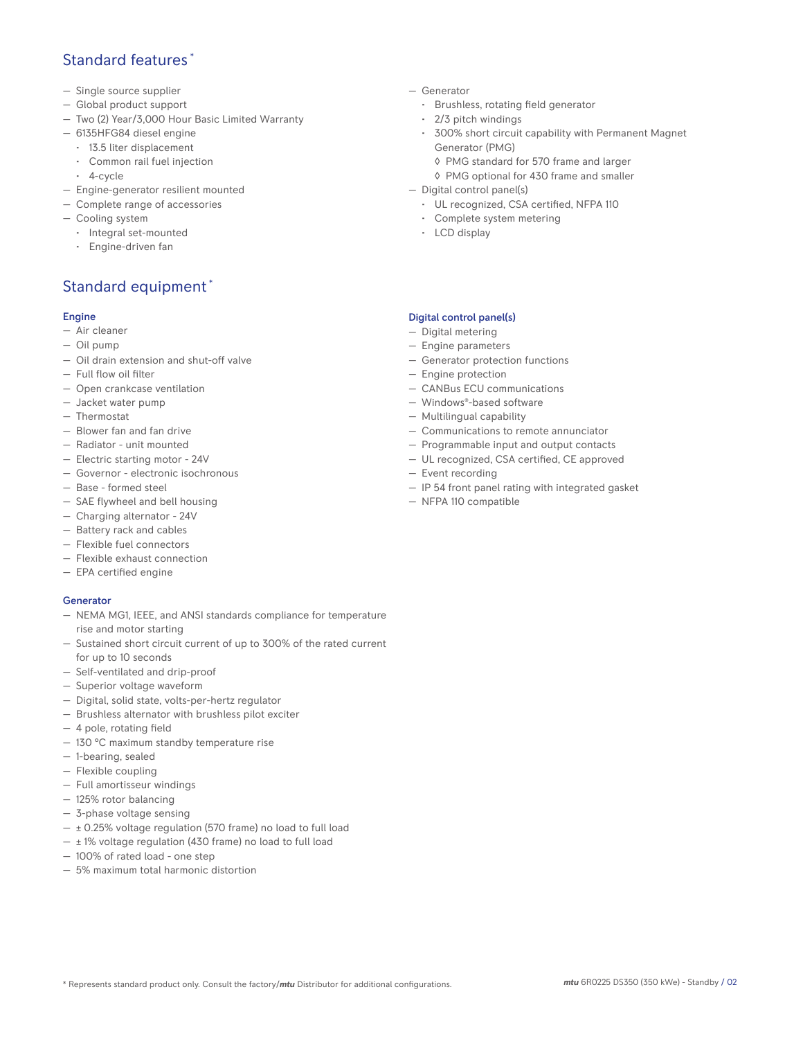## Standard features*

- Single source supplier
- Global product support
- Two (2) Year/3,000 Hour Basic Limited Warranty
- 6135HFG84 diesel engine
  - 13.5 liter displacement
  - Common rail fuel injection
  - 4-cycle
- Engine-generator resilient mounted
- Complete range of accessories
- Cooling system
  - Integral set-mounted
  - Engine-driven fan
- Generator
  - Brushless, rotating field generator
  - 2/3 pitch windings
  - 300% short circuit capability with Permanent Magnet Generator (PMG)
    - ◊ PMG standard for 570 frame and larger
    - ◊ PMG optional for 430 frame and smaller
- Digital control panel(s)
  - UL recognized, CSA certified, NFPA 110
  - Complete system metering
  - LCD display

## Standard equipment*

### Engine

- Air cleaner
- Oil pump
- Oil drain extension and shut-off valve
- Full flow oil filter
- Open crankcase ventilation
- Jacket water pump
- Thermostat
- Blower fan and fan drive
- Radiator - unit mounted
- Electric starting motor - 24V
- Governor - electronic isochronous
- Base - formed steel
- SAE flywheel and bell housing
- Charging alternator - 24V
- Battery rack and cables
- Flexible fuel connectors
- Flexible exhaust connection
- EPA certified engine

### Generator

- NEMA MG1, IEEE, and ANSI standards compliance for temperature rise and motor starting
- Sustained short circuit current of up to 300% of the rated current for up to 10 seconds
- Self-ventilated and drip-proof
- Superior voltage waveform
- Digital, solid state, volts-per-hertz regulator
- Brushless alternator with brushless pilot exciter
- 4 pole, rotating field
- 130 °C maximum standby temperature rise
- 1-bearing, sealed
- Flexible coupling
- Full amortisseur windings
- 125% rotor balancing
- 3-phase voltage sensing
- ± 0.25% voltage regulation (570 frame) no load to full load
- ± 1% voltage regulation (430 frame) no load to full load
- 100% of rated load - one step
- 5% maximum total harmonic distortion

### Digital control panel(s)

- Digital metering
- Engine parameters
- Generator protection functions
- Engine protection
- CANBus ECU communications
- Windows®-based software
- Multilingual capability
- Communications to remote annunciator
- Programmable input and output contacts
- UL recognized, CSA certified, CE approved
- Event recording
- IP 54 front panel rating with integrated gasket
- NFPA 110 compatible

* Represents standard product only. Consult the factory/*mtu* Distributor for additional configurations.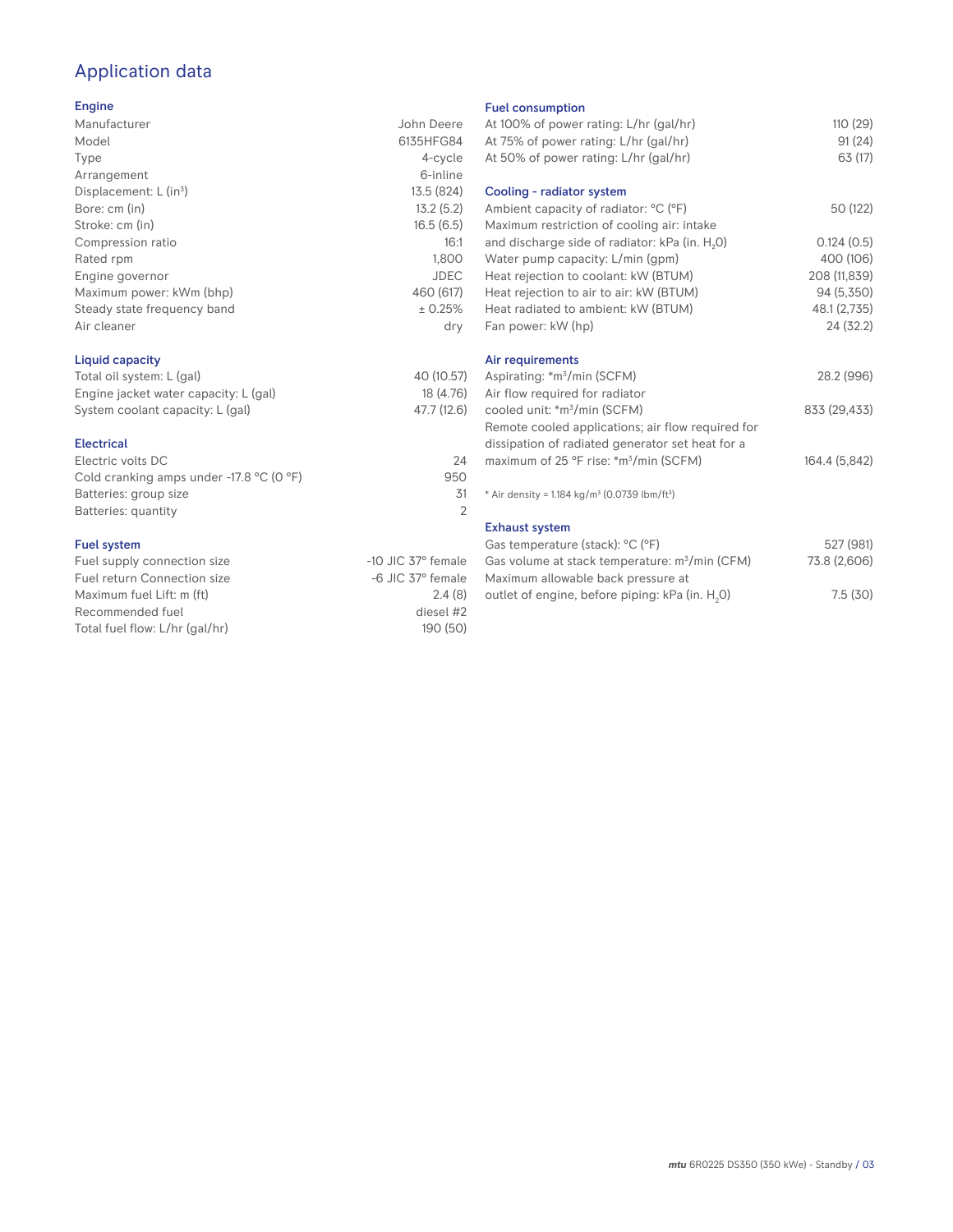# Application data

## Engine

| | |
|---|---|
| Manufacturer | John Deere |
| Model | 6135HFG84 |
| Type | 4-cycle |
| Arrangement | 6-inline |
| Displacement: L ($in^3$) | 13.5 (824) |
| Bore: cm (in) | 13.2 (5.2) |
| Stroke: cm (in) | 16.5 (6.5) |
| Compression ratio | 16:1 |
| Rated rpm | 1,800 |
| Engine governor | JDEC |
| Maximum power: kWm (bhp) | 460 (617) |
| Steady state frequency band | ± 0.25% |
| Air cleaner | dry |

## Liquid capacity

| | |
|---|---|
| Total oil system: L (gal) | 40 (10.57) |
| Engine jacket water capacity: L (gal) | 18 (4.76) |
| System coolant capacity: L (gal) | 47.7 (12.6) |

## Electrical

| | |
|---|---|
| Electric volts DC | 24 |
| Cold cranking amps under -17.8 °C (0 °F) | 950 |
| Batteries: group size | 31 |
| Batteries: quantity | 2 |

## Fuel system

| | |
|---|---|
| Fuel supply connection size | -10 JIC 37° female |
| Fuel return Connection size | -6 JIC 37° female |
| Maximum fuel Lift: m (ft) | 2.4 (8) |
| Recommended fuel | diesel #2 |
| Total fuel flow: L/hr (gal/hr) | 190 (50) |

## Fuel consumption

| | |
|---|---|
| At 100% of power rating: L/hr (gal/hr) | 110 (29) |
| At 75% of power rating: L/hr (gal/hr) | 91 (24) |
| At 50% of power rating: L/hr (gal/hr) | 63 (17) |

## Cooling - radiator system

| | |
|---|---|
| Ambient capacity of radiator: °C (°F) | 50 (122) |
| Maximum restriction of cooling air: intake and discharge side of radiator: kPa (in. $H_2O$) | 0.124 (0.5) |
| Water pump capacity: L/min (gpm) | 400 (106) |
| Heat rejection to coolant: kW (BTUM) | 208 (11,839) |
| Heat rejection to air to air: kW (BTUM) | 94 (5,350) |
| Heat radiated to ambient: kW (BTUM) | 48.1 (2,735) |
| Fan power: kW (hp) | 24 (32.2) |

## Air requirements

| | |
|---|---|
| Aspirating: *$m^3$/min (SCFM) | 28.2 (996) |
| Air flow required for radiator cooled unit: *$m^3$/min (SCFM) | 833 (29,433) |
| Remote cooled applications; air flow required for dissipation of radiated generator set heat for a maximum of 25 °F rise: *$m^3$/min (SCFM) | 164.4 (5,842) |

* Air density = 1.184 kg/$m^3$ (0.0739 lbm/$ft^3$)

## Exhaust system

| | |
|---|---|
| Gas temperature (stack): °C (°F) | 527 (981) |
| Gas volume at stack temperature: $m^3$/min (CFM) | 73.8 (2,606) |
| Maximum allowable back pressure at outlet of engine, before piping: kPa (in. $H_2O$) | 7.5 (30) |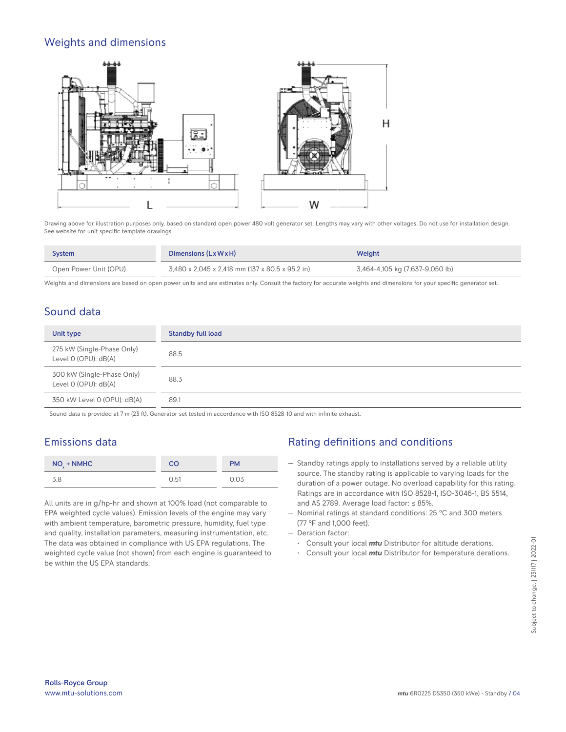## Weights and dimensions

L

W

H

Drawing above for illustration purposes only, based on standard open power 480 volt generator set. Lengths may vary with other voltages. Do not use for installation design. See website for unit specific template drawings.

| System | Dimensions (L x W x H) | Weight |
|---|---|---|
| Open Power Unit (OPU) | 3,480 x 2,045 x 2,418 mm (137 x 80.5 x 95.2 in) | 3,464-4,105 kg (7,637-9,050 lb) |

Weights and dimensions are based on open power units and are estimates only. Consult the factory for accurate weights and dimensions for your specific generator set.

## Sound data

| Unit type | Standby full load |
|---|---|
| 275 kW (Single-Phase Only) Level 0 (OPU): dB(A) | 88.5 |
| 300 kW (Single-Phase Only) Level 0 (OPU): dB(A) | 88.3 |
| 350 kW Level 0 (OPU): dB(A) | 89.1 |

Sound data is provided at 7 m (23 ft). Generator set tested in accordance with ISO 8528-10 and with infinite exhaust.

## Emissions data

| $NO_x$ + NMHC | CO | PM |
|---|---|---|
| 3.8 | 0.51 | 0.03 |

All units are in g/hp-hr and shown at 100% load (not comparable to EPA weighted cycle values). Emission levels of the engine may vary with ambient temperature, barometric pressure, humidity, fuel type and quality, installation parameters, measuring instrumentation, etc. The data was obtained in compliance with US EPA regulations. The weighted cycle value (not shown) from each engine is guaranteed to be within the US EPA standards.

## Rating definitions and conditions

- Standby ratings apply to installations served by a reliable utility source. The standby rating is applicable to varying loads for the duration of a power outage. No overload capability for this rating. Ratings are in accordance with ISO 8528-1, ISO-3046-1, BS 5514, and AS 2789. Average load factor: ≤ 85%.
- Nominal ratings at standard conditions: 25 °C and 300 meters (77 °F and 1,000 feet).
- Deration factor:
  - Consult your local ***mtu*** Distributor for altitude derations.
  - Consult your local ***mtu*** Distributor for temperature derations.

Subject to change. | 231117 | 2022-01

Rolls-Royce Group
www.mtu-solutions.com